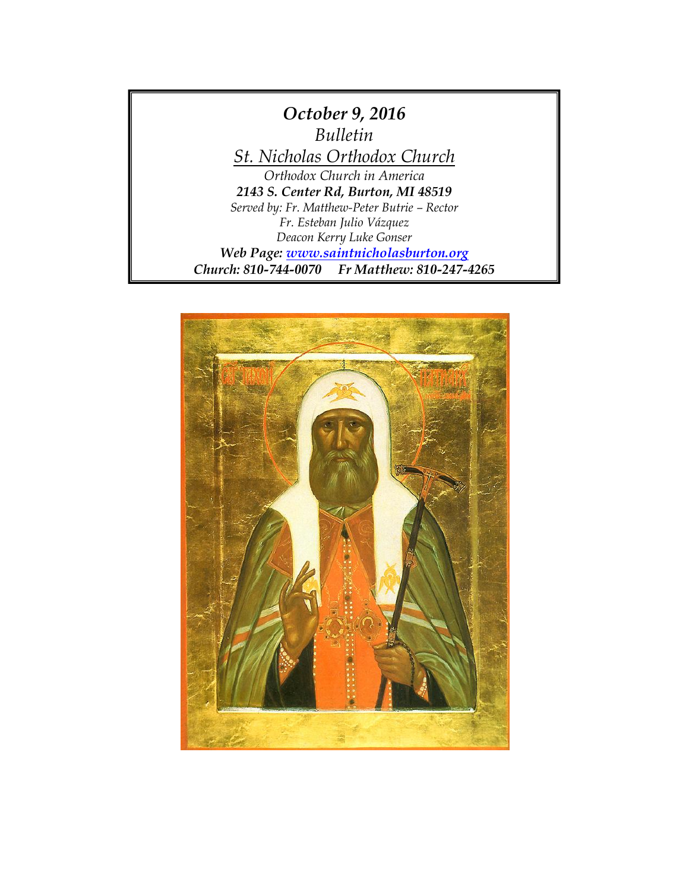# *October 9, 2016*

*Bulletin*

*St. Nicholas Orthodox Church*

*Orthodox Church in America*

***2143 S. Center Rd, Burton, MI 48519***

*Served by: Fr. Matthew-Peter Butrie – Rector*

*Fr. Esteban Julio Vázquez*

*Deacon Kerry Luke Gonser*

***Web Page: [www.saintnicholasburton.org](http://www.saintnicholasburton.org)***

***Church: 810-744-0070 Fr Matthew: 810-247-4265***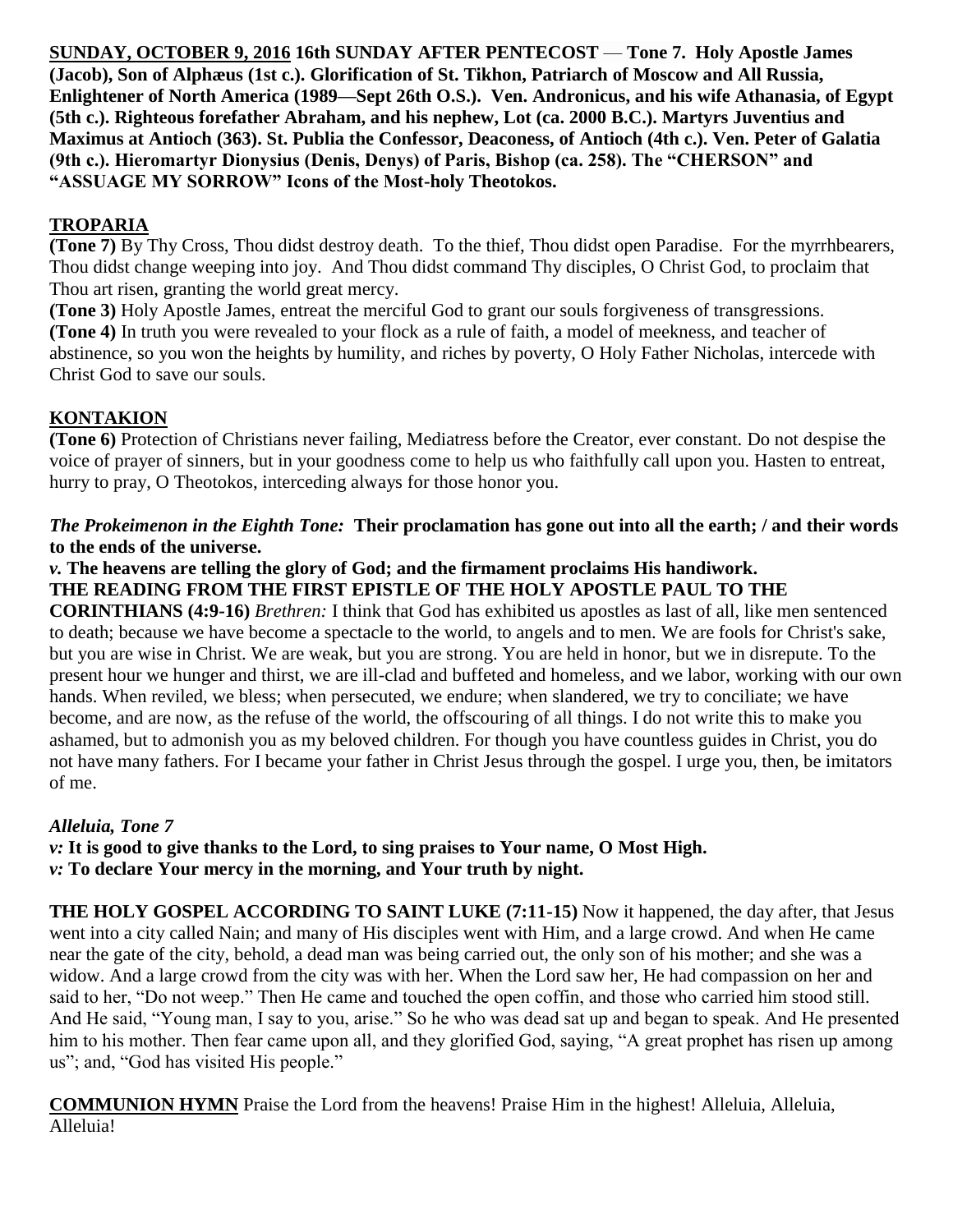**SUNDAY, OCTOBER 9, 2016 16th SUNDAY AFTER PENTECOST** — **Tone 7. Holy Apostle James (Jacob), Son of Alphæus (1st c.). Glorification of St. Tikhon, Patriarch of Moscow and All Russia, Enlightener of North America (1989—Sept 26th O.S.). Ven. Andronicus, and his wife Athanasia, of Egypt (5th c.). Righteous forefather Abraham, and his nephew, Lot (ca. 2000 B.C.). Martyrs Juventius and Maximus at Antioch (363). St. Publia the Confessor, Deaconess, of Antioch (4th c.). Ven. Peter of Galatia (9th c.). Hieromartyr Dionysius (Denis, Denys) of Paris, Bishop (ca. 258). The "CHERSON" and "ASSUAGE MY SORROW" Icons of the Most-holy Theotokos.**

## TROPARIA

**(Tone 7)** By Thy Cross, Thou didst destroy death. To the thief, Thou didst open Paradise. For the myrrhbearers, Thou didst change weeping into joy. And Thou didst command Thy disciples, O Christ God, to proclaim that Thou art risen, granting the world great mercy.

**(Tone 3)** Holy Apostle James, entreat the merciful God to grant our souls forgiveness of transgressions.

**(Tone 4)** In truth you were revealed to your flock as a rule of faith, a model of meekness, and teacher of abstinence, so you won the heights by humility, and riches by poverty, O Holy Father Nicholas, intercede with Christ God to save our souls.

## KONTAKION

**(Tone 6)** Protection of Christians never failing, Mediatress before the Creator, ever constant. Do not despise the voice of prayer of sinners, but in your goodness come to help us who faithfully call upon you. Hasten to entreat, hurry to pray, O Theotokos, interceding always for those honor you.

***The Prokeimenon in the Eighth Tone:*** **Their proclamation has gone out into all the earth; / and their words to the ends of the universe.**

***v.*** **The heavens are telling the glory of God; and the firmament proclaims His handiwork.**

**THE READING FROM THE FIRST EPISTLE OF THE HOLY APOSTLE PAUL TO THE CORINTHIANS (4:9-16)** *Brethren:* I think that God has exhibited us apostles as last of all, like men sentenced to death; because we have become a spectacle to the world, to angels and to men. We are fools for Christ's sake, but you are wise in Christ. We are weak, but you are strong. You are held in honor, but we in disrepute. To the present hour we hunger and thirst, we are ill-clad and buffeted and homeless, and we labor, working with our own hands. When reviled, we bless; when persecuted, we endure; when slandered, we try to conciliate; we have become, and are now, as the refuse of the world, the offscouring of all things. I do not write this to make you ashamed, but to admonish you as my beloved children. For though you have countless guides in Christ, you do not have many fathers. For I became your father in Christ Jesus through the gospel. I urge you, then, be imitators of me.

***Alleluia, Tone 7***

***v:*** **It is good to give thanks to the Lord, to sing praises to Your name, O Most High.**

***v:*** **To declare Your mercy in the morning, and Your truth by night.**

**THE HOLY GOSPEL ACCORDING TO SAINT LUKE (7:11-15)** Now it happened, the day after, that Jesus went into a city called Nain; and many of His disciples went with Him, and a large crowd. And when He came near the gate of the city, behold, a dead man was being carried out, the only son of his mother; and she was a widow. And a large crowd from the city was with her. When the Lord saw her, He had compassion on her and said to her, "Do not weep." Then He came and touched the open coffin, and those who carried him stood still. And He said, "Young man, I say to you, arise." So he who was dead sat up and began to speak. And He presented him to his mother. Then fear came upon all, and they glorified God, saying, "A great prophet has risen up among us"; and, "God has visited His people."

**COMMUNION HYMN** Praise the Lord from the heavens! Praise Him in the highest! Alleluia, Alleluia, Alleluia!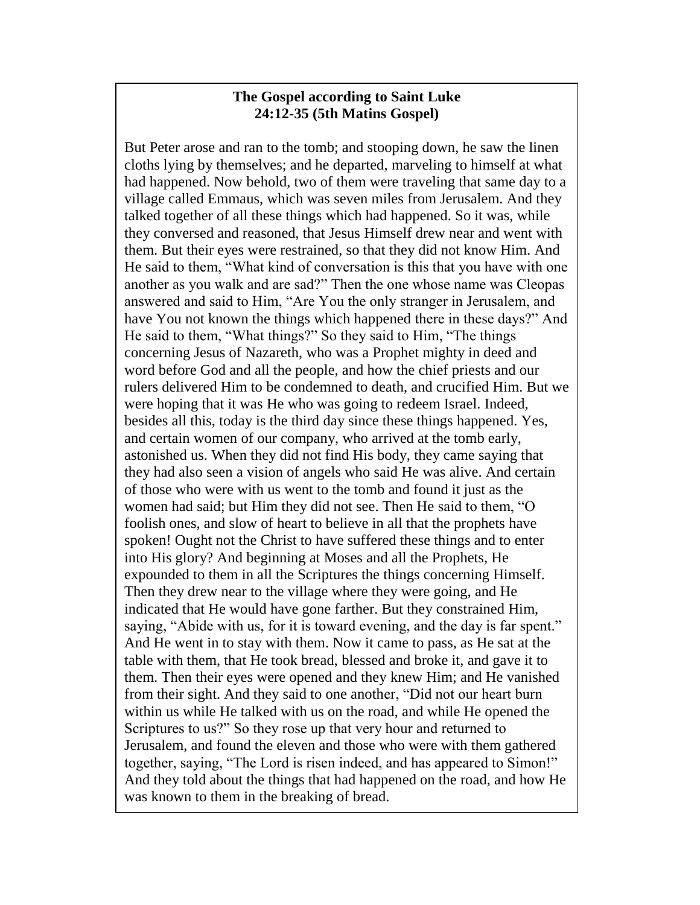**The Gospel according to Saint Luke**
**24:12-35 (5th Matins Gospel)**

But Peter arose and ran to the tomb; and stooping down, he saw the linen cloths lying by themselves; and he departed, marveling to himself at what had happened. Now behold, two of them were traveling that same day to a village called Emmaus, which was seven miles from Jerusalem. And they talked together of all these things which had happened. So it was, while they conversed and reasoned, that Jesus Himself drew near and went with them. But their eyes were restrained, so that they did not know Him. And He said to them, "What kind of conversation is this that you have with one another as you walk and are sad?" Then the one whose name was Cleopas answered and said to Him, "Are You the only stranger in Jerusalem, and have You not known the things which happened there in these days?" And He said to them, "What things?" So they said to Him, "The things concerning Jesus of Nazareth, who was a Prophet mighty in deed and word before God and all the people, and how the chief priests and our rulers delivered Him to be condemned to death, and crucified Him. But we were hoping that it was He who was going to redeem Israel. Indeed, besides all this, today is the third day since these things happened. Yes, and certain women of our company, who arrived at the tomb early, astonished us. When they did not find His body, they came saying that they had also seen a vision of angels who said He was alive. And certain of those who were with us went to the tomb and found it just as the women had said; but Him they did not see. Then He said to them, "O foolish ones, and slow of heart to believe in all that the prophets have spoken! Ought not the Christ to have suffered these things and to enter into His glory? And beginning at Moses and all the Prophets, He expounded to them in all the Scriptures the things concerning Himself. Then they drew near to the village where they were going, and He indicated that He would have gone farther. But they constrained Him, saying, "Abide with us, for it is toward evening, and the day is far spent." And He went in to stay with them. Now it came to pass, as He sat at the table with them, that He took bread, blessed and broke it, and gave it to them. Then their eyes were opened and they knew Him; and He vanished from their sight. And they said to one another, "Did not our heart burn within us while He talked with us on the road, and while He opened the Scriptures to us?" So they rose up that very hour and returned to Jerusalem, and found the eleven and those who were with them gathered together, saying, "The Lord is risen indeed, and has appeared to Simon!" And they told about the things that had happened on the road, and how He was known to them in the breaking of bread.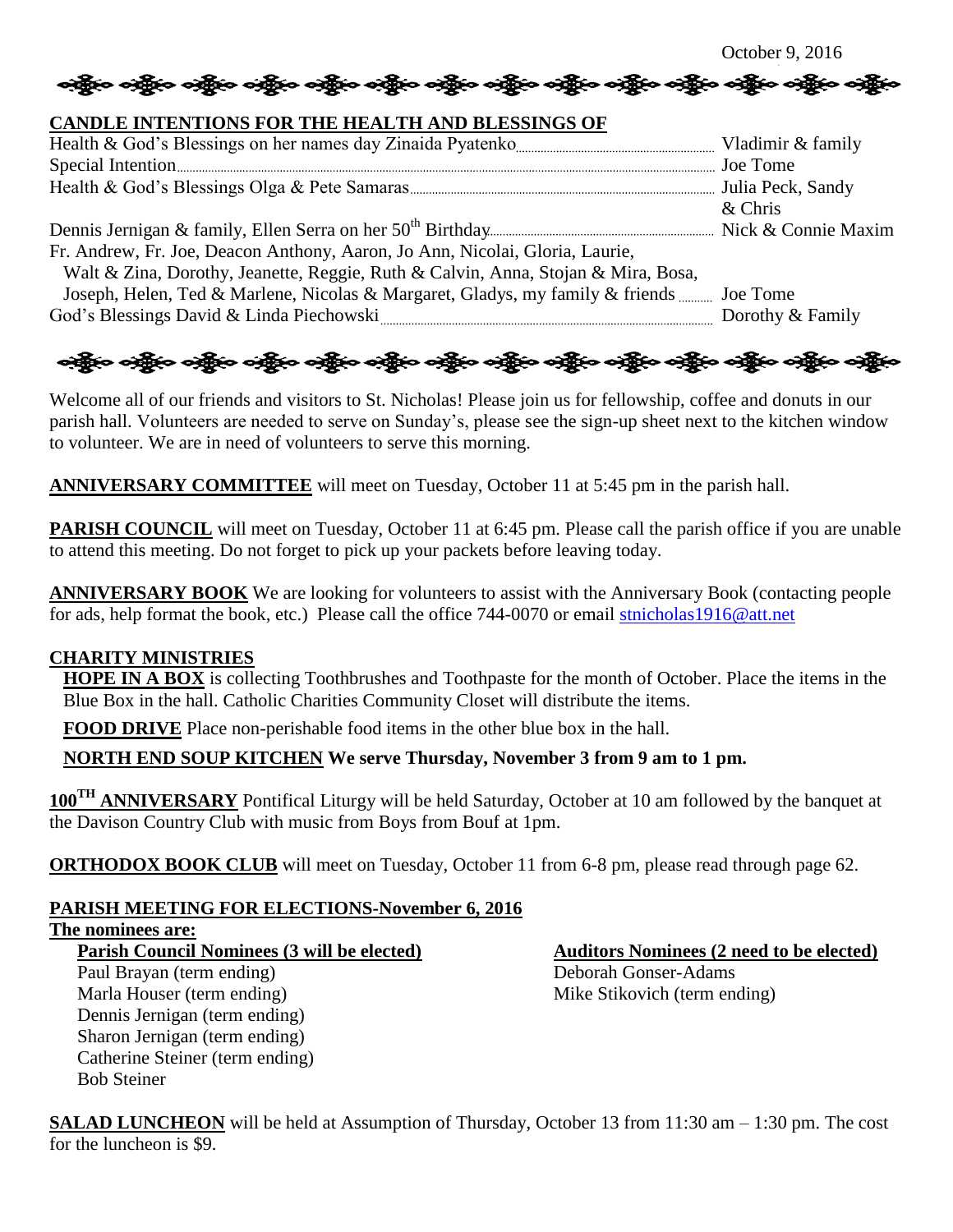October 9, 2016

## CANDLE INTENTIONS FOR THE HEALTH AND BLESSINGS OF

| Intention | Offered by |
|---|---|
| Health & God's Blessings on her names day Zinaida Pyatenko | Vladimir & family |
| Special Intention | Joe Tome |
| Health & God's Blessings Olga & Pete Samaras | Julia Peck, Sandy & Chris |
| Dennis Jernigan & family, Ellen Serra on her 50th Birthday | Nick & Connie Maxim |
| Fr. Andrew, Fr. Joe, Deacon Anthony, Aaron, Jo Ann, Nicolai, Gloria, Laurie, Walt & Zina, Dorothy, Jeanette, Reggie, Ruth & Calvin, Anna, Stojan & Mira, Bosa, Joseph, Helen, Ted & Marlene, Nicolas & Margaret, Gladys, my family & friends | Joe Tome |
| God's Blessings David & Linda Piechowski | Dorothy & Family |

Welcome all of our friends and visitors to St. Nicholas! Please join us for fellowship, coffee and donuts in our parish hall. Volunteers are needed to serve on Sunday's, please see the sign-up sheet next to the kitchen window to volunteer. We are in need of volunteers to serve this morning.

**ANNIVERSARY COMMITTEE** will meet on Tuesday, October 11 at 5:45 pm in the parish hall.

**PARISH COUNCIL** will meet on Tuesday, October 11 at 6:45 pm. Please call the parish office if you are unable to attend this meeting. Do not forget to pick up your packets before leaving today.

**ANNIVERSARY BOOK** We are looking for volunteers to assist with the Anniversary Book (contacting people for ads, help format the book, etc.) Please call the office 744-0070 or email stnicholas1916@att.net

**CHARITY MINISTRIES**

**HOPE IN A BOX** is collecting Toothbrushes and Toothpaste for the month of October. Place the items in the Blue Box in the hall. Catholic Charities Community Closet will distribute the items.

**FOOD DRIVE** Place non-perishable food items in the other blue box in the hall.

**NORTH END SOUP KITCHEN We serve Thursday, November 3 from 9 am to 1 pm.**

**100TH ANNIVERSARY** Pontifical Liturgy will be held Saturday, October at 10 am followed by the banquet at the Davison Country Club with music from Boys from Bouf at 1pm.

**ORTHODOX BOOK CLUB** will meet on Tuesday, October 11 from 6-8 pm, please read through page 62.

**PARISH MEETING FOR ELECTIONS-November 6, 2016**

**The nominees are:**

**Parish Council Nominees (3 will be elected)**
- Paul Brayan (term ending)
- Marla Houser (term ending)
- Dennis Jernigan (term ending)
- Sharon Jernigan (term ending)
- Catherine Steiner (term ending)
- Bob Steiner

**Auditors Nominees (2 need to be elected)**
- Deborah Gonser-Adams
- Mike Stikovich (term ending)

**SALAD LUNCHEON** will be held at Assumption of Thursday, October 13 from 11:30 am – 1:30 pm. The cost for the luncheon is $9.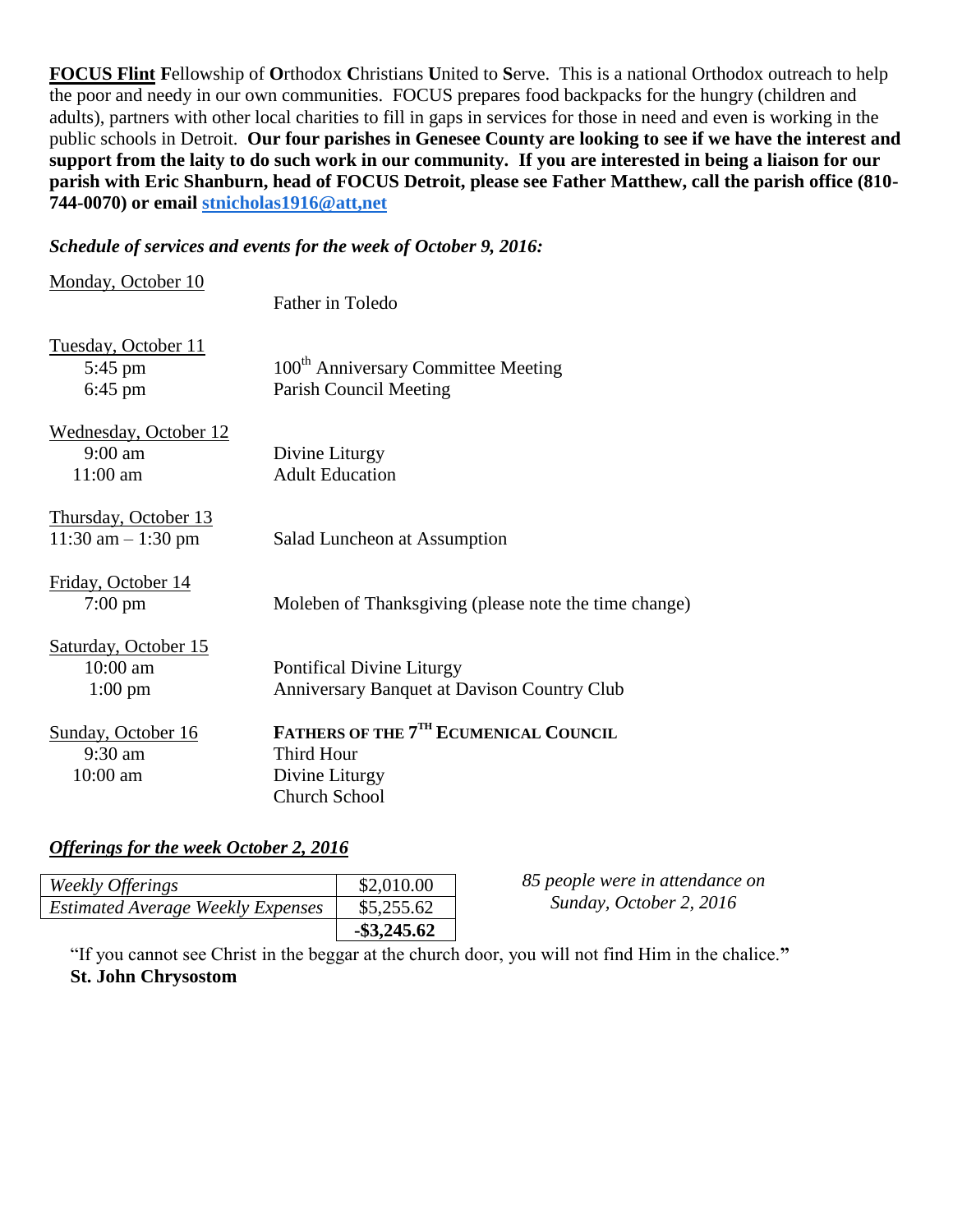**FOCUS Flint F**ellowship of **O**rthodox **C**hristians **U**nited to **S**erve. This is a national Orthodox outreach to help the poor and needy in our own communities. FOCUS prepares food backpacks for the hungry (children and adults), partners with other local charities to fill in gaps in services for those in need and even is working in the public schools in Detroit. **Our four parishes in Genesee County are looking to see if we have the interest and support from the laity to do such work in our community. If you are interested in being a liaison for our parish with Eric Shanburn, head of FOCUS Detroit, please see Father Matthew, call the parish office (810-744-0070) or email stnicholas1916@att,net**

***Schedule of services and events for the week of October 9, 2016:***

Monday, October 10
Father in Toledo

Tuesday, October 11
5:45 pm — 100th Anniversary Committee Meeting
6:45 pm — Parish Council Meeting

Wednesday, October 12
9:00 am — Divine Liturgy
11:00 am — Adult Education

Thursday, October 13
11:30 am – 1:30 pm — Salad Luncheon at Assumption

Friday, October 14
7:00 pm — Moleben of Thanksgiving (please note the time change)

Saturday, October 15
10:00 am — Pontifical Divine Liturgy
1:00 pm — Anniversary Banquet at Davison Country Club

Sunday, October 16 — **FATHERS OF THE 7TH ECUMENICAL COUNCIL**
9:30 am — Third Hour
10:00 am — Divine Liturgy
Church School

***Offerings for the week October 2, 2016***

| | |
|---|---|
| *Weekly Offerings* | $2,010.00 |
| *Estimated Average Weekly Expenses* | $5,255.62 |
| | **-$3,245.62** |

*85 people were in attendance on Sunday, October 2, 2016*

"If you cannot see Christ in the beggar at the church door, you will not find Him in the chalice."
**St. John Chrysostom**